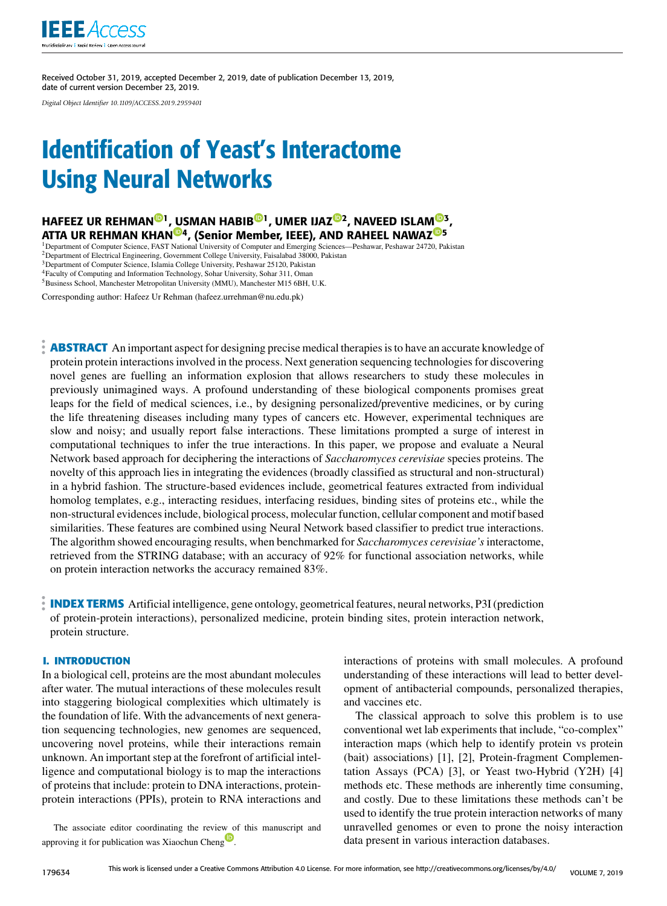Received October 31, 2019, accepted December 2, 2019, date of publication December 13, 2019, date of current version December 23, 2019.

*Digital Object Identifier 10.1109/ACCESS.2019.2959401*

# Identification of Yeast's Interactome Using Neural Networks

**HAFEEZ UR REHMAN[1], USMAN HABIB[1], UMER IJAZ[2], NAVEED ISLAM[3], ATTA UR REHMAN KHAN[4], (Senior Member, IEEE), AND RAHEEL NAWAZ[5]**

[1]Department of Computer Science, FAST National University of Computer and Emerging Sciences—Peshawar, Peshawar 24720, Pakistan
[2]Department of Electrical Engineering, Government College University, Faisalabad 38000, Pakistan
[3]Department of Computer Science, Islamia College University, Peshawar 25120, Pakistan
[4]Faculty of Computing and Information Technology, Sohar University, Sohar 311, Oman
[5]Business School, Manchester Metropolitan University (MMU), Manchester M15 6BH, U.K.

Corresponding author: Hafeez Ur Rehman (hafeez.urrehman@nu.edu.pk)

**ABSTRACT** An important aspect for designing precise medical therapies is to have an accurate knowledge of protein protein interactions involved in the process. Next generation sequencing technologies for discovering novel genes are fuelling an information explosion that allows researchers to study these molecules in previously unimagined ways. A profound understanding of these biological components promises great leaps for the field of medical sciences, i.e., by designing personalized/preventive medicines, or by curing the life threatening diseases including many types of cancers etc. However, experimental techniques are slow and noisy; and usually report false interactions. These limitations prompted a surge of interest in computational techniques to infer the true interactions. In this paper, we propose and evaluate a Neural Network based approach for deciphering the interactions of *Saccharomyces cerevisiae* species proteins. The novelty of this approach lies in integrating the evidences (broadly classified as structural and non-structural) in a hybrid fashion. The structure-based evidences include, geometrical features extracted from individual homolog templates, e.g., interacting residues, interfacing residues, binding sites of proteins etc., while the non-structural evidences include, biological process, molecular function, cellular component and motif based similarities. These features are combined using Neural Network based classifier to predict true interactions. The algorithm showed encouraging results, when benchmarked for *Saccharomyces cerevisiae's* interactome, retrieved from the STRING database; with an accuracy of 92% for functional association networks, while on protein interaction networks the accuracy remained 83%.

**INDEX TERMS** Artificial intelligence, gene ontology, geometrical features, neural networks, P3I (prediction of protein-protein interactions), personalized medicine, protein binding sites, protein interaction network, protein structure.

## I. INTRODUCTION

In a biological cell, proteins are the most abundant molecules after water. The mutual interactions of these molecules result into staggering biological complexities which ultimately is the foundation of life. With the advancements of next generation sequencing technologies, new genomes are sequenced, uncovering novel proteins, while their interactions remain unknown. An important step at the forefront of artificial intelligence and computational biology is to map the interactions of proteins that include: protein to DNA interactions, protein-protein interactions (PPIs), protein to RNA interactions and interactions of proteins with small molecules. A profound understanding of these interactions will lead to better development of antibacterial compounds, personalized therapies, and vaccines etc.

The classical approach to solve this problem is to use conventional wet lab experiments that include, "co-complex" interaction maps (which help to identify protein vs protein (bait) associations) [1], [2], Protein-fragment Complementation Assays (PCA) [3], or Yeast two-Hybrid (Y2H) [4] methods etc. These methods are inherently time consuming, and costly. Due to these limitations these methods can't be used to identify the true protein interaction networks of many unravelled genomes or even to prone the noisy interaction data present in various interaction databases.

The associate editor coordinating the review of this manuscript and approving it for publication was Xiaochun Cheng.

This work is licensed under a Creative Commons Attribution 4.0 License. For more information, see http://creativecommons.org/licenses/by/4.0/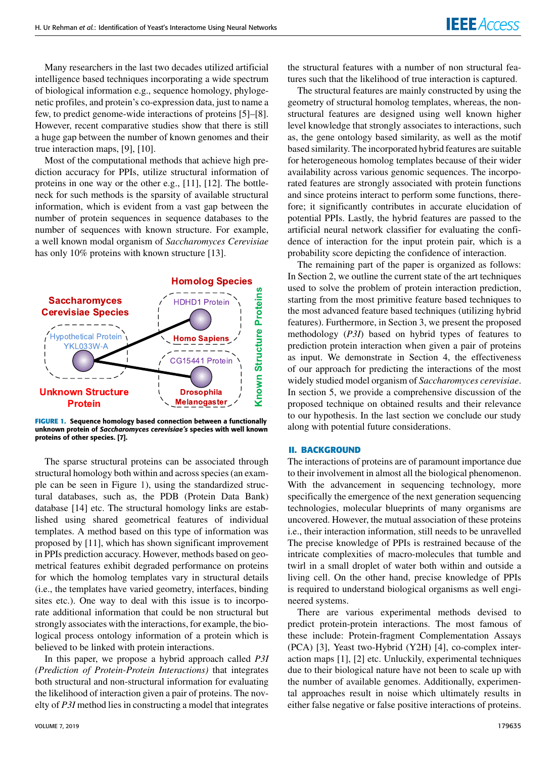Many researchers in the last two decades utilized artificial intelligence based techniques incorporating a wide spectrum of biological information e.g., sequence homology, phylogenetic profiles, and protein's co-expression data, just to name a few, to predict genome-wide interactions of proteins [5]–[8]. However, recent comparative studies show that there is still a huge gap between the number of known genomes and their true interaction maps, [9], [10].

Most of the computational methods that achieve high prediction accuracy for PPIs, utilize structural information of proteins in one way or the other e.g., [11], [12]. The bottleneck for such methods is the sparsity of available structural information, which is evident from a vast gap between the number of protein sequences in sequence databases to the number of sequences with known structure. For example, a well known modal organism of *Saccharomyces Cerevisiae* has only 10% proteins with known structure [13].

**FIGURE 1.** Sequence homology based connection between a functionally unknown protein of *Saccharomyces cerevisiae's* species with well known proteins of other species. [7].

The sparse structural proteins can be associated through structural homology both within and across species (an example can be seen in Figure 1), using the standardized structural databases, such as, the PDB (Protein Data Bank) database [14] etc. The structural homology links are established using shared geometrical features of individual templates. A method based on this type of information was proposed by [11], which has shown significant improvement in PPIs prediction accuracy. However, methods based on geometrical features exhibit degraded performance on proteins for which the homolog templates vary in structural details (i.e., the templates have varied geometry, interfaces, binding sites etc.). One way to deal with this issue is to incorporate additional information that could be non structural but strongly associates with the interactions, for example, the biological process ontology information of a protein which is believed to be linked with protein interactions.

In this paper, we propose a hybrid approach called *P3I (Prediction of Protein-Protein Interactions)* that integrates both structural and non-structural information for evaluating the likelihood of interaction given a pair of proteins. The novelty of *P3I* method lies in constructing a model that integrates the structural features with a number of non structural features such that the likelihood of true interaction is captured.

The structural features are mainly constructed by using the geometry of structural homolog templates, whereas, the non-structural features are designed using well known higher level knowledge that strongly associates to interactions, such as, the gene ontology based similarity, as well as the motif based similarity. The incorporated hybrid features are suitable for heterogeneous homolog templates because of their wider availability across various genomic sequences. The incorporated features are strongly associated with protein functions and since proteins interact to perform some functions, therefore; it significantly contributes in accurate elucidation of potential PPIs. Lastly, the hybrid features are passed to the artificial neural network classifier for evaluating the confidence of interaction for the input protein pair, which is a probability score depicting the confidence of interaction.

The remaining part of the paper is organized as follows: In Section 2, we outline the current state of the art techniques used to solve the problem of protein interaction prediction, starting from the most primitive feature based techniques to the most advanced feature based techniques (utilizing hybrid features). Furthermore, in Section 3, we present the proposed methodology (*P3I*) based on hybrid types of features to prediction protein interaction when given a pair of proteins as input. We demonstrate in Section 4, the effectiveness of our approach for predicting the interactions of the most widely studied model organism of *Saccharomyces cerevisiae*. In section 5, we provide a comprehensive discussion of the proposed technique on obtained results and their relevance to our hypothesis. In the last section we conclude our study along with potential future considerations.

## II. BACKGROUND

The interactions of proteins are of paramount importance due to their involvement in almost all the biological phenomenon. With the advancement in sequencing technology, more specifically the emergence of the next generation sequencing technologies, molecular blueprints of many organisms are uncovered. However, the mutual association of these proteins i.e., their interaction information, still needs to be unravelled The precise knowledge of PPIs is restrained because of the intricate complexities of macro-molecules that tumble and twirl in a small droplet of water both within and outside a living cell. On the other hand, precise knowledge of PPIs is required to understand biological organisms as well engineered systems.

There are various experimental methods devised to predict protein-protein interactions. The most famous of these include: Protein-fragment Complementation Assays (PCA) [3], Yeast two-Hybrid (Y2H) [4], co-complex interaction maps [1], [2] etc. Unluckily, experimental techniques due to their biological nature have not been to scale up with the number of available genomes. Additionally, experimental approaches result in noise which ultimately results in either false negative or false positive interactions of proteins.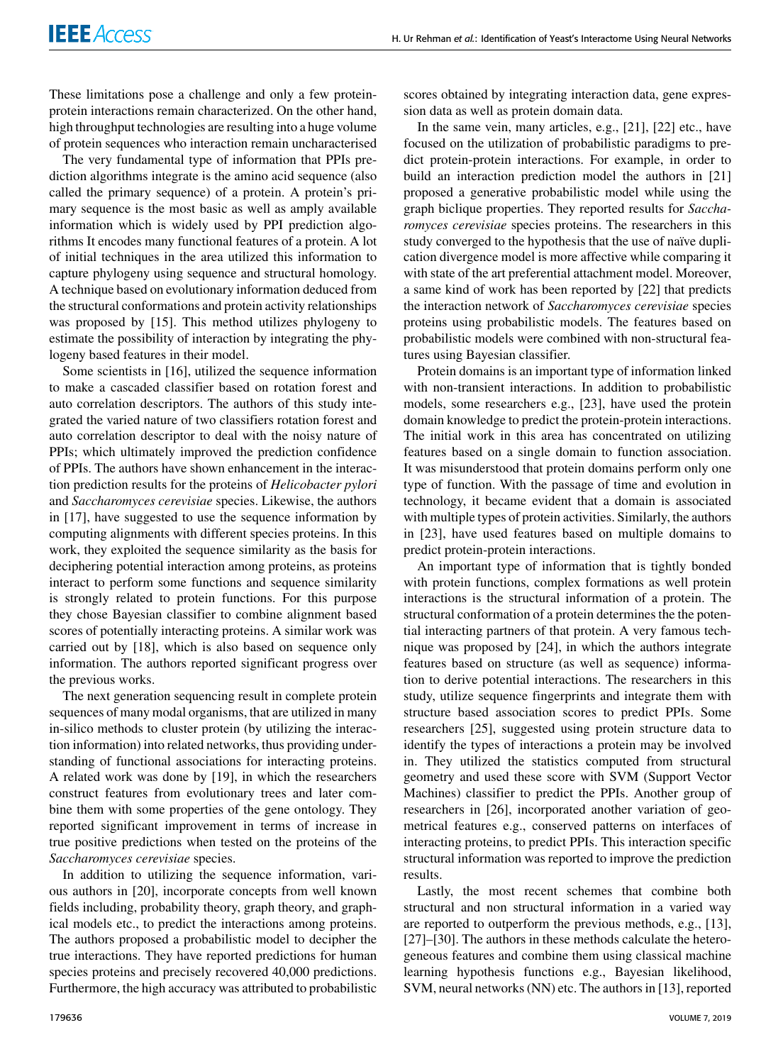These limitations pose a challenge and only a few protein-protein interactions remain characterized. On the other hand, high throughput technologies are resulting into a huge volume of protein sequences who interaction remain uncharacterised

The very fundamental type of information that PPIs prediction algorithms integrate is the amino acid sequence (also called the primary sequence) of a protein. A protein's primary sequence is the most basic as well as amply available information which is widely used by PPI prediction algorithms It encodes many functional features of a protein. A lot of initial techniques in the area utilized this information to capture phylogeny using sequence and structural homology. A technique based on evolutionary information deduced from the structural conformations and protein activity relationships was proposed by [15]. This method utilizes phylogeny to estimate the possibility of interaction by integrating the phylogeny based features in their model.

Some scientists in [16], utilized the sequence information to make a cascaded classifier based on rotation forest and auto correlation descriptors. The authors of this study integrated the varied nature of two classifiers rotation forest and auto correlation descriptor to deal with the noisy nature of PPIs; which ultimately improved the prediction confidence of PPIs. The authors have shown enhancement in the interaction prediction results for the proteins of *Helicobacter pylori* and *Saccharomyces cerevisiae* species. Likewise, the authors in [17], have suggested to use the sequence information by computing alignments with different species proteins. In this work, they exploited the sequence similarity as the basis for deciphering potential interaction among proteins, as proteins interact to perform some functions and sequence similarity is strongly related to protein functions. For this purpose they chose Bayesian classifier to combine alignment based scores of potentially interacting proteins. A similar work was carried out by [18], which is also based on sequence only information. The authors reported significant progress over the previous works.

The next generation sequencing result in complete protein sequences of many modal organisms, that are utilized in many in-silico methods to cluster protein (by utilizing the interaction information) into related networks, thus providing understanding of functional associations for interacting proteins. A related work was done by [19], in which the researchers construct features from evolutionary trees and later combine them with some properties of the gene ontology. They reported significant improvement in terms of increase in true positive predictions when tested on the proteins of the *Saccharomyces cerevisiae* species.

In addition to utilizing the sequence information, various authors in [20], incorporate concepts from well known fields including, probability theory, graph theory, and graphical models etc., to predict the interactions among proteins. The authors proposed a probabilistic model to decipher the true interactions. They have reported predictions for human species proteins and precisely recovered 40,000 predictions. Furthermore, the high accuracy was attributed to probabilistic scores obtained by integrating interaction data, gene expression data as well as protein domain data.

In the same vein, many articles, e.g., [21], [22] etc., have focused on the utilization of probabilistic paradigms to predict protein-protein interactions. For example, in order to build an interaction prediction model the authors in [21] proposed a generative probabilistic model while using the graph biclique properties. They reported results for *Saccharomyces cerevisiae* species proteins. The researchers in this study converged to the hypothesis that the use of naïve duplication divergence model is more affective while comparing it with state of the art preferential attachment model. Moreover, a same kind of work has been reported by [22] that predicts the interaction network of *Saccharomyces cerevisiae* species proteins using probabilistic models. The features based on probabilistic models were combined with non-structural features using Bayesian classifier.

Protein domains is an important type of information linked with non-transient interactions. In addition to probabilistic models, some researchers e.g., [23], have used the protein domain knowledge to predict the protein-protein interactions. The initial work in this area has concentrated on utilizing features based on a single domain to function association. It was misunderstood that protein domains perform only one type of function. With the passage of time and evolution in technology, it became evident that a domain is associated with multiple types of protein activities. Similarly, the authors in [23], have used features based on multiple domains to predict protein-protein interactions.

An important type of information that is tightly bonded with protein functions, complex formations as well protein interactions is the structural information of a protein. The structural conformation of a protein determines the potential interacting partners of that protein. A very famous technique was proposed by [24], in which the authors integrate features based on structure (as well as sequence) information to derive potential interactions. The researchers in this study, utilize sequence fingerprints and integrate them with structure based association scores to predict PPIs. Some researchers [25], suggested using protein structure data to identify the types of interactions a protein may be involved in. They utilized the statistics computed from structural geometry and used these score with SVM (Support Vector Machines) classifier to predict the PPIs. Another group of researchers in [26], incorporated another variation of geometrical features e.g., conserved patterns on interfaces of interacting proteins, to predict PPIs. This interaction specific structural information was reported to improve the prediction results.

Lastly, the most recent schemes that combine both structural and non structural information in a varied way are reported to outperform the previous methods, e.g., [13], [27]–[30]. The authors in these methods calculate the heterogeneous features and combine them using classical machine learning hypothesis functions e.g., Bayesian likelihood, SVM, neural networks (NN) etc. The authors in [13], reported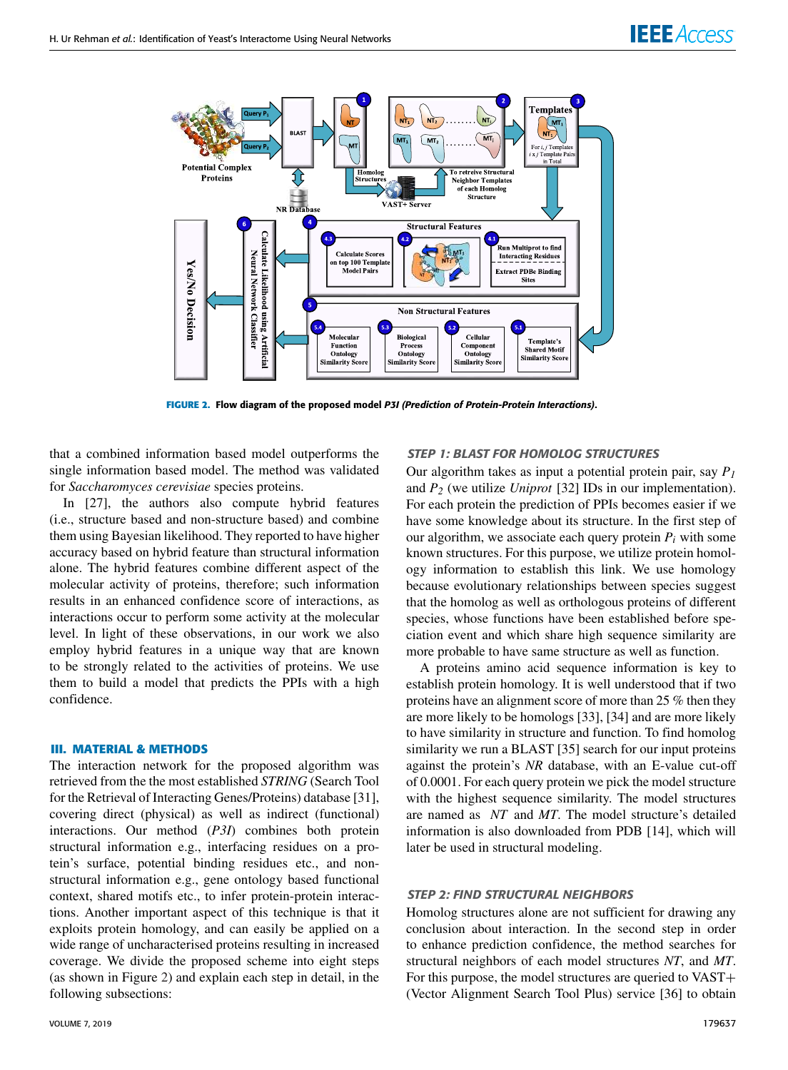FIGURE 2. Flow diagram of the proposed model *P3I (Prediction of Protein-Protein Interactions)*.

that a combined information based model outperforms the single information based model. The method was validated for *Saccharomyces cerevisiae* species proteins.

In [27], the authors also compute hybrid features (i.e., structure based and non-structure based) and combine them using Bayesian likelihood. They reported to have higher accuracy based on hybrid feature than structural information alone. The hybrid features combine different aspect of the molecular activity of proteins, therefore; such information results in an enhanced confidence score of interactions, as interactions occur to perform some activity at the molecular level. In light of these observations, in our work we also employ hybrid features in a unique way that are known to be strongly related to the activities of proteins. We use them to build a model that predicts the PPIs with a high confidence.

## III. MATERIAL & METHODS

The interaction network for the proposed algorithm was retrieved from the the most established *STRING* (Search Tool for the Retrieval of Interacting Genes/Proteins) database [31], covering direct (physical) as well as indirect (functional) interactions. Our method (*P3I*) combines both protein structural information e.g., interfacing residues on a protein's surface, potential binding residues etc., and non-structural information e.g., gene ontology based functional context, shared motifs etc., to infer protein-protein interactions. Another important aspect of this technique is that it exploits protein homology, and can easily be applied on a wide range of uncharacterized proteins resulting in increased coverage. We divide the proposed scheme into eight steps (as shown in Figure 2) and explain each step in detail, in the following subsections:

### STEP 1: BLAST FOR HOMOLOG STRUCTURES

Our algorithm takes as input a potential protein pair, say $P_1$ and $P_2$ (we utilize *Uniprot* [32] IDs in our implementation). For each protein the prediction of PPIs becomes easier if we have some knowledge about its structure. In the first step of our algorithm, we associate each query protein $P_i$ with some known structures. For this purpose, we utilize protein homology information to establish this link. We use homology because evolutionary relationships between species suggest that the homolog as well as orthologous proteins of different species, whose functions have been established before speciation event and which share high sequence similarity are more probable to have same structure as well as function.

A proteins amino acid sequence information is key to establish protein homology. It is well understood that if two proteins have an alignment score of more than 25 % then they are more likely to be homologs [33], [34] and are more likely to have similarity in structure and function. To find homolog similarity we run a BLAST [35] search for our input proteins against the protein's *NR* database, with an E-value cut-off of 0.0001. For each query protein we pick the model structure with the highest sequence similarity. The model structures are named as *NT* and *MT*. The model structure's detailed information is also downloaded from PDB [14], which will later be used in structural modeling.

### STEP 2: FIND STRUCTURAL NEIGHBORS

Homolog structures alone are not sufficient for drawing any conclusion about interaction. In the second step in order to enhance prediction confidence, the method searches for structural neighbors of each model structures *NT*, and *MT*. For this purpose, the model structures are queried to VAST+ (Vector Alignment Search Tool Plus) service [36] to obtain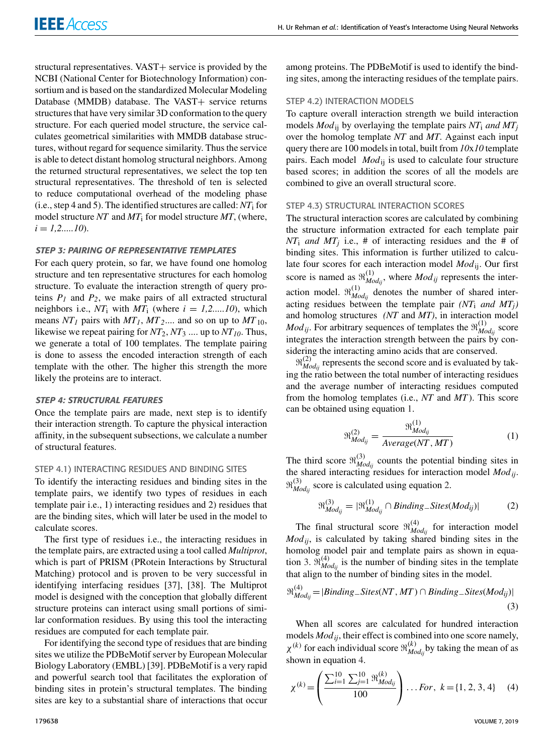structural representatives. VAST+ service is provided by the NCBI (National Center for Biotechnology Information) consortium and is based on the standardized Molecular Modeling Database (MMDB) database. The VAST+ service returns structures that have very similar 3D conformation to the query structure. For each queried model structure, the service calculates geometrical similarities with MMDB database structures, without regard for sequence similarity. Thus the service is able to detect distant homolog structural neighbors. Among the returned structural representatives, we select the top ten structural representatives. The threshold of ten is selected to reduce computational overhead of the modeling phase (i.e., step 4 and 5). The identified structures are called: $NT_i$ for model structure $NT$ and $MT_i$ for model structure $MT$, (where, $i = 1,2.....10$).

### STEP 3: PAIRING OF REPRESENTATIVE TEMPLATES

For each query protein, so far, we have found one homolog structure and ten representative structures for each homolog structure. To evaluate the interaction strength of query proteins $P_1$ and $P_2$, we make pairs of all extracted structural neighbors i.e., $NT_i$ with $MT_i$ (where $i = 1,2.....10$), which means $NT_1$ pairs with $MT_1$, $MT_2$.... and so on up to $MT_{10}$, likewise we repeat pairing for $NT_2$, $NT_3$ .... up to $NT_{10}$. Thus, we generate a total of 100 templates. The template pairing is done to assess the encoded interaction strength of each template with the other. The higher this strength the more likely the proteins are to interact.

### STEP 4: STRUCTURAL FEATURES

Once the template pairs are made, next step is to identify their interaction strength. To capture the physical interaction affinity, in the subsequent subsections, we calculate a number of structural features.

#### STEP 4.1) INTERACTING RESIDUES AND BINDING SITES

To identify the interacting residues and binding sites in the template pairs, we identify two types of residues in each template pair i.e., 1) interacting residues and 2) residues that are the binding sites, which will later be used in the model to calculate scores.

The first type of residues i.e., the interacting residues in the template pairs, are extracted using a tool called *Multiprot*, which is part of PRISM (PRotein Interactions by Structural Matching) protocol and is proven to be very successful in identifying interfacing residues [37], [38]. The Multiprot model is designed with the conception that globally different structure proteins can interact using small portions of similar conformation residues. By using this tool the interacting residues are computed for each template pair.

For identifying the second type of residues that are binding sites we utilize the PDBeMotif server by European Molecular Biology Laboratory (EMBL) [39]. PDBeMotif is a very rapid and powerful search tool that facilitates the exploration of binding sites in protein's structural templates. The binding sites are key to a substantial share of interactions that occur among proteins. The PDBeMotif is used to identify the binding sites, among the interacting residues of the template pairs.

#### STEP 4.2) INTERACTION MODELS

To capture overall interaction strength we build interaction models $Mod_{ij}$ by overlaying the template pairs $NT_i$ *and* $MT_j$ over the homolog template $NT$ and $MT$. Against each input query there are 100 models in total, built from *10x10* template pairs. Each model $Mod_{ij}$ is used to calculate four structure based scores; in addition the scores of all the models are combined to give an overall structural score.

#### STEP 4.3) STRUCTURAL INTERACTION SCORES

The structural interaction scores are calculated by combining the structure information extracted for each template pair $NT_i$ *and* $MT_j$ i.e., # of interacting residues and the # of binding sites. This information is further utilized to calculate four scores for each interaction model $Mod_{ij}$. Our first score is named as $\Re^{(1)}_{Mod_{ij}}$, where $Mod_{ij}$ represents the interaction model. $\Re^{(1)}_{Mod_{ij}}$ denotes the number of shared interacting residues between the template pair *(*$NT_i$ *and* $MT_j$*)* and homolog structures *(*$NT$ and $MT$*)*, in interaction model $Mod_{ij}$. For arbitrary sequences of templates the $\Re^{(1)}_{Mod_{ij}}$ score integrates the interaction strength between the pairs by considering the interacting amino acids that are conserved.

$\Re^{(2)}_{Mod_{ij}}$ represents the second score and is evaluated by taking the ratio between the total number of interacting residues and the average number of interacting residues computed from the homolog templates (i.e., $NT$ and $MT$). This score can be obtained using equation 1.

$$\Re^{(2)}_{Mod_{ij}} = \frac{\Re^{(1)}_{Mod_{ij}}}{Average(NT, MT)} \tag{1}$$

The third score $\Re^{(3)}_{Mod_{ij}}$ counts the potential binding sites in the shared interacting residues for interaction model $Mod_{ij}$. $\Re^{(3)}_{Mod_{ij}}$ score is calculated using equation 2.

$$\Re^{(3)}_{Mod_{ij}} = |\Re^{(1)}_{Mod_{ij}} \cap Binding\_Sites(Mod_{ij})| \tag{2}$$

The final structural score $\Re^{(4)}_{Mod_{ij}}$ for interaction model $Mod_{ij}$, is calculated by taking shared binding sites in the homolog model pair and template pairs as shown in equation 3. $\Re^{(4)}_{Mod_{ij}}$ is the number of binding sites in the template that align to the number of binding sites in the model.

$$\Re^{(4)}_{Mod_{ij}} = |Binding\_Sites(NT, MT) \cap Binding\_Sites(Mod_{ij})| \tag{3}$$

When all scores are calculated for hundred interaction models $Mod_{ij}$, their effect is combined into one score namely, $\chi^{(k)}$ for each individual score $\Re^{(k)}_{Mod_{ij}}$ by taking the mean of as shown in equation 4.

$$\chi^{(k)} = \left( \frac{\sum_{i=1}^{10} \sum_{j=1}^{10} \Re^{(k)}_{Mod_{ij}}}{100} \right) \ldots For,\ k = \{1, 2, 3, 4\} \tag{4}$$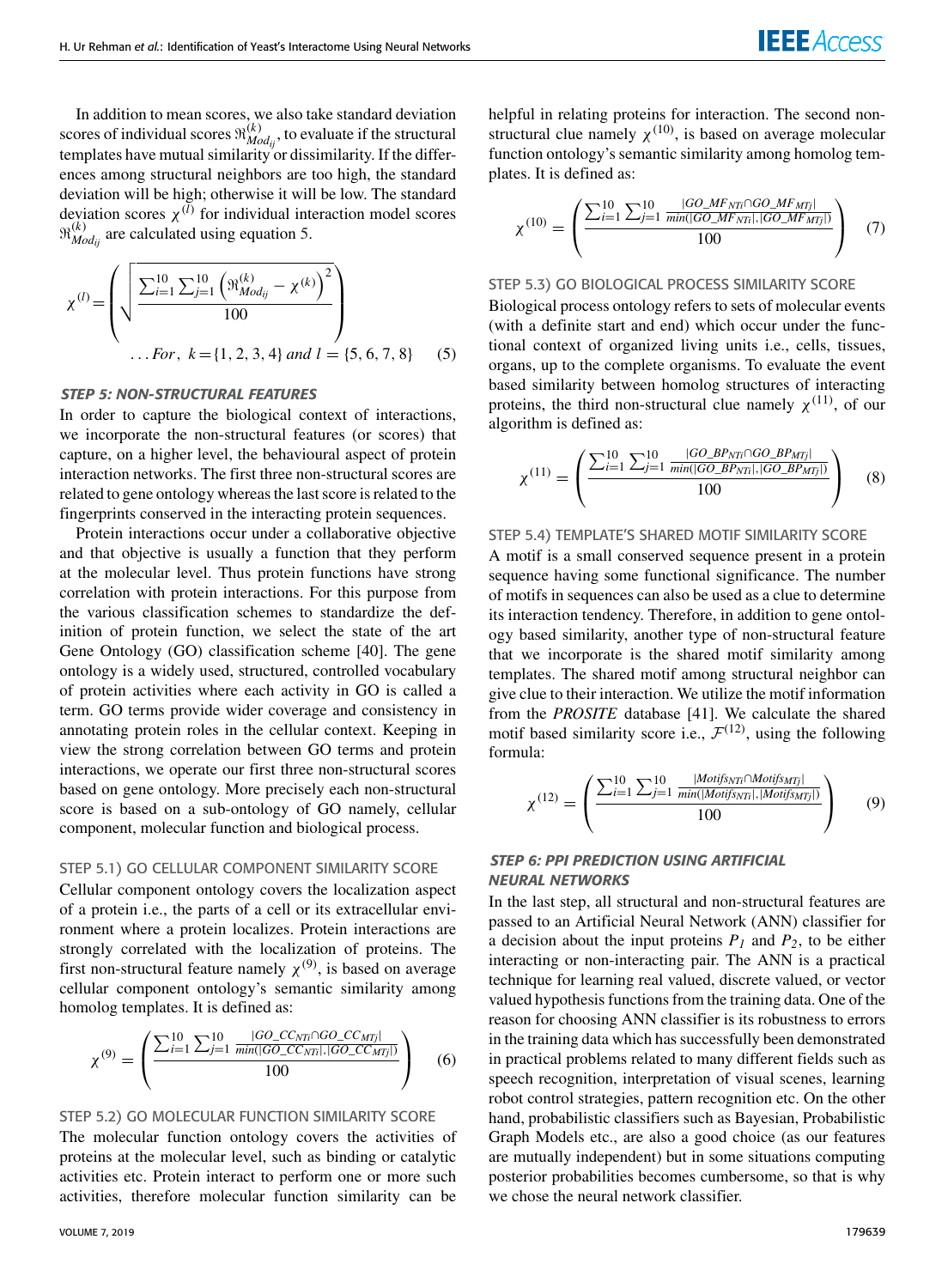In addition to mean scores, we also take standard deviation scores of individual scores $\Re^{(k)}_{Mod_{ij}}$, to evaluate if the structural templates have mutual similarity or dissimilarity. If the differences among structural neighbors are too high, the standard deviation will be high; otherwise it will be low. The standard deviation scores $\chi^{(l)}$ for individual interaction model scores $\Re^{(k)}_{Mod_{ij}}$ are calculated using equation 5.

$$\chi^{(l)} = \left( \sqrt{\frac{\sum_{i=1}^{10} \sum_{j=1}^{10} \left( \Re^{(k)}_{Mod_{ij}} - \chi^{(k)} \right)^2}{100}} \right) \quad \ldots For,\ k = \{1, 2, 3, 4\}\ and\ l = \{5, 6, 7, 8\} \tag{5}$$

### STEP 5: NON-STRUCTURAL FEATURES

In order to capture the biological context of interactions, we incorporate the non-structural features (or scores) that capture, on a higher level, the behavioural aspect of protein interaction networks. The first three non-structural scores are related to gene ontology whereas the last score is related to the fingerprints conserved in the interacting protein sequences.

Protein interactions occur under a collaborative objective and that objective is usually a function that they perform at the molecular level. Thus protein functions have strong correlation with protein interactions. For this purpose from the various classification schemes to standardize the definition of protein function, we select the state of the art Gene Ontology (GO) classification scheme [40]. The gene ontology is a widely used, structured, controlled vocabulary of protein activities where each activity in GO is called a term. GO terms provide wider coverage and consistency in annotating protein roles in the cellular context. Keeping in view the strong correlation between GO terms and protein interactions, we operate our first three non-structural scores based on gene ontology. More precisely each non-structural score is based on a sub-ontology of GO namely, cellular component, molecular function and biological process.

#### STEP 5.1) GO CELLULAR COMPONENT SIMILARITY SCORE

Cellular component ontology covers the localization aspect of a protein i.e., the parts of a cell or its extracellular environment where a protein localizes. Protein interactions are strongly correlated with the localization of proteins. The first non-structural feature namely $\chi^{(9)}$, is based on average cellular component ontology's semantic similarity among homolog templates. It is defined as:

$$\chi^{(9)} = \left( \frac{\sum_{i=1}^{10} \sum_{j=1}^{10} \frac{|GO\_CC_{NTi} \cap GO\_CC_{MTj}|}{min(|GO\_CC_{NTi}|, |GO\_CC_{MTj}|)}}{100} \right) \tag{6}$$

#### STEP 5.2) GO MOLECULAR FUNCTION SIMILARITY SCORE

The molecular function ontology covers the activities of proteins at the molecular level, such as binding or catalytic activities etc. Protein interact to perform one or more such activities, therefore molecular function similarity can be helpful in relating proteins for interaction. The second non-structural clue namely $\chi^{(10)}$, is based on average molecular function ontology's semantic similarity among homolog templates. It is defined as:

$$\chi^{(10)} = \left( \frac{\sum_{i=1}^{10} \sum_{j=1}^{10} \frac{|GO\_MF_{NTi} \cap GO\_MF_{MTj}|}{min(|GO\_MF_{NTi}|, |GO\_MF_{MTj}|)}}{100} \right) \tag{7}$$

#### STEP 5.3) GO BIOLOGICAL PROCESS SIMILARITY SCORE

Biological process ontology refers to sets of molecular events (with a definite start and end) which occur under the functional context of organized living units i.e., cells, tissues, organs, up to the complete organisms. To evaluate the event based similarity between homolog structures of interacting proteins, the third non-structural clue namely $\chi^{(11)}$, of our algorithm is defined as:

$$\chi^{(11)} = \left( \frac{\sum_{i=1}^{10} \sum_{j=1}^{10} \frac{|GO\_BP_{NTi} \cap GO\_BP_{MTj}|}{min(|GO\_BP_{NTi}|, |GO\_BP_{MTj}|)}}{100} \right) \tag{8}$$

#### STEP 5.4) TEMPLATE'S SHARED MOTIF SIMILARITY SCORE

A motif is a small conserved sequence present in a protein sequence having some functional significance. The number of motifs in sequences can also be used as a clue to determine its interaction tendency. Therefore, in addition to gene ontology based similarity, another type of non-structural feature that we incorporate is the shared motif similarity among templates. The shared motif among structural neighbor can give clue to their interaction. We utilize the motif information from the *PROSITE* database [41]. We calculate the shared motif based similarity score i.e., $\mathcal{F}^{(12)}$, using the following formula:

$$\chi^{(12)} = \left( \frac{\sum_{i=1}^{10} \sum_{j=1}^{10} \frac{|Motifs_{NTi} \cap Motifs_{MTj}|}{min(|Motifs_{NTi}|, |Motifs_{MTj}|)}}{100} \right) \tag{9}$$

### STEP 6: PPI PREDICTION USING ARTIFICIAL NEURAL NETWORKS

In the last step, all structural and non-structural features are passed to an Artificial Neural Network (ANN) classifier for a decision about the input proteins $P_1$ and $P_2$, to be either interacting or non-interacting pair. The ANN is a practical technique for learning real valued, discrete valued, or vector valued hypothesis functions from the training data. One of the reason for choosing ANN classifier is its robustness to errors in the training data which has successfully been demonstrated in practical problems related to many different fields such as speech recognition, interpretation of visual scenes, learning robot control strategies, pattern recognition etc. On the other hand, probabilistic classifiers such as Bayesian, Probabilistic Graph Models etc., are also a good choice (as our features are mutually independent) but in some situations computing posterior probabilities becomes cumbersome, so that is why we chose the neural network classifier.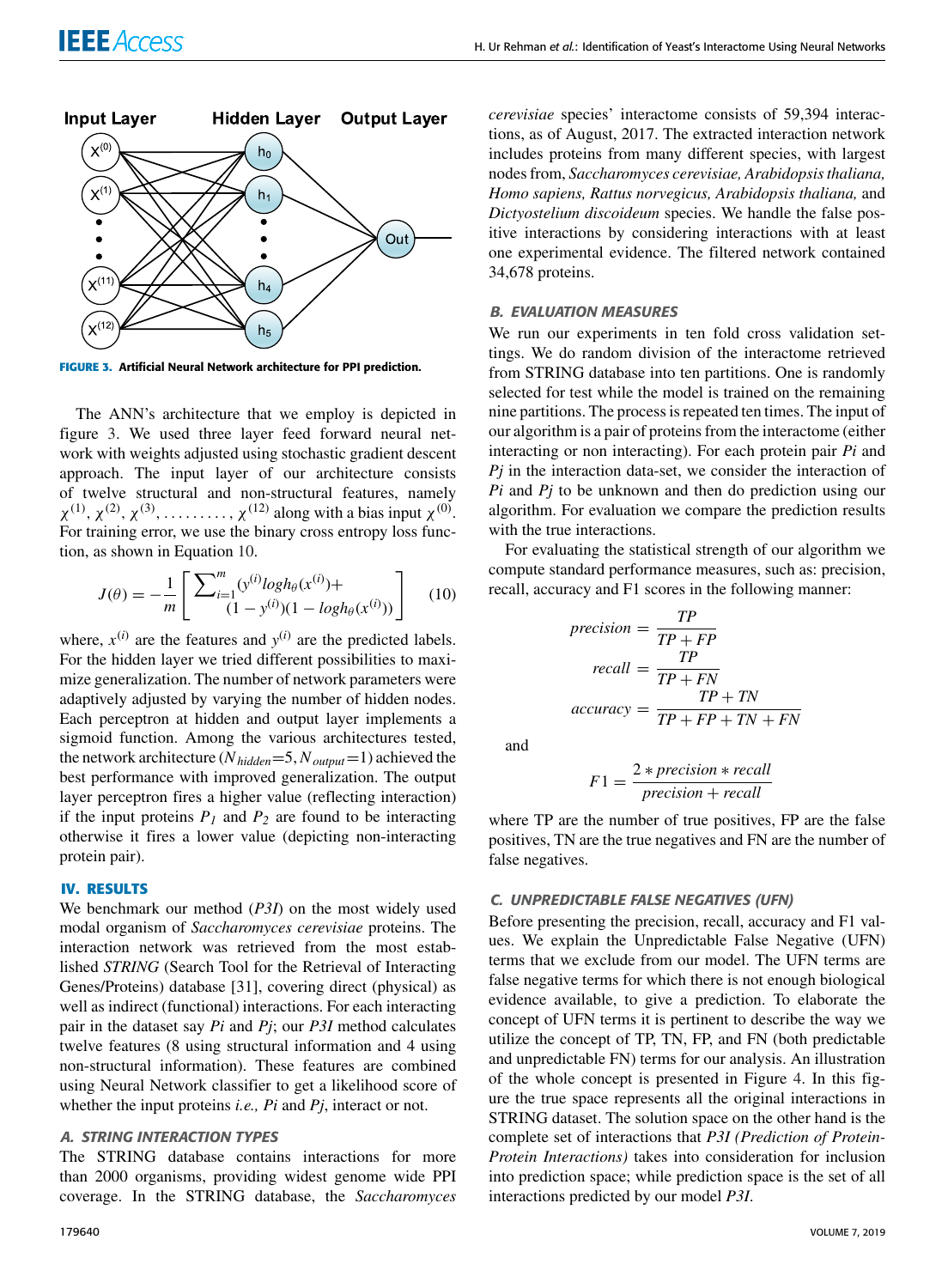FIGURE 3. Artificial Neural Network architecture for PPI prediction.

The ANN's architecture that we employ is depicted in figure 3. We used three layer feed forward neural network with weights adjusted using stochastic gradient descent approach. The input layer of our architecture consists of twelve structural and non-structural features, namely $\chi^{(1)}, \chi^{(2)}, \chi^{(3)}, \ldots\ldots\ldots, \chi^{(12)}$ along with a bias input $\chi^{(0)}$. For training error, we use the binary cross entropy loss function, as shown in Equation 10.

$$J(\theta) = -\frac{1}{m}\left[\begin{array}{c}\sum_{i=1}^{m}(y^{(i)} log h_{\theta}(x^{(i)}) + \\ (1-y^{(i)})(1-log h_{\theta}(x^{(i)}))\end{array}\right] \tag{10}$$

where, $x^{(i)}$ are the features and $y^{(i)}$ are the predicted labels. For the hidden layer we tried different possibilities to maximize generalization. The number of network parameters were adaptively adjusted by varying the number of hidden nodes. Each perceptron at hidden and output layer implements a sigmoid function. Among the various architectures tested, the network architecture ($N_{hidden}$=5, $N_{output}$=1) achieved the best performance with improved generalization. The output layer perceptron fires a higher value (reflecting interaction) if the input proteins $P_1$ and $P_2$ are found to be interacting otherwise it fires a lower value (depicting non-interacting protein pair).

## IV. RESULTS

We benchmark our method (*P3I*) on the most widely used modal organism of *Saccharomyces cerevisiae* proteins. The interaction network was retrieved from the most established *STRING* (Search Tool for the Retrieval of Interacting Genes/Proteins) database [31], covering direct (physical) as well as indirect (functional) interactions. For each interacting pair in the dataset say *Pi* and *Pj*; our *P3I* method calculates twelve features (8 using structural information and 4 using non-structural information). These features are combined using Neural Network classifier to get a likelihood score of whether the input proteins *i.e., Pi* and *Pj*, interact or not.

### A. STRING INTERACTION TYPES

The STRING database contains interactions for more than 2000 organisms, providing widest genome wide PPI coverage. In the STRING database, the *Saccharomyces cerevisiae* species' interactome consists of 59,394 interactions, as of August, 2017. The extracted interaction network includes proteins from many different species, with largest nodes from, *Saccharomyces cerevisiae, Arabidopsis thaliana, Homo sapiens, Rattus norvegicus, Arabidopsis thaliana,* and *Dictyostelium discoideum* species. We handle the false positive interactions by considering interactions with at least one experimental evidence. The filtered network contained 34,678 proteins.

### B. EVALUATION MEASURES

We run our experiments in ten fold cross validation settings. We do random division of the interactome retrieved from STRING database into ten partitions. One is randomly selected for test while the model is trained on the remaining nine partitions. The process is repeated ten times. The input of our algorithm is a pair of proteins from the interactome (either interacting or non interacting). For each protein pair *Pi* and *Pj* in the interaction data-set, we consider the interaction of *Pi* and *Pj* to be unknown and then do prediction using our algorithm. For evaluation we compare the prediction results with the true interactions.

For evaluating the statistical strength of our algorithm we compute standard performance measures, such as: precision, recall, accuracy and F1 scores in the following manner:

$$precision = \frac{TP}{TP+FP}$$

$$recall = \frac{TP}{TP+FN}$$

$$accuracy = \frac{TP+TN}{TP+FP+TN+FN}$$

and

$$F1 = \frac{2 * precision * recall}{precision + recall}$$

where TP are the number of true positives, FP are the false positives, TN are the true negatives and FN are the number of false negatives.

### C. UNPREDICTABLE FALSE NEGATIVES (UFN)

Before presenting the precision, recall, accuracy and F1 values. We explain the Unpredictable False Negative (UFN) terms that we exclude from our model. The UFN terms are false negative terms for which there is not enough biological evidence available, to give a prediction. To elaborate the concept of UFN terms it is pertinent to describe the way we utilize the concept of TP, TN, FP, and FN (both predictable and unpredictable FN) terms for our analysis. An illustration of the whole concept is presented in Figure 4. In this figure the true space represents all the original interactions in STRING dataset. The solution space on the other hand is the complete set of interactions that *P3I (Prediction of Protein-Protein Interactions)* takes into consideration for inclusion into prediction space; while prediction space is the set of all interactions predicted by our model *P3I*.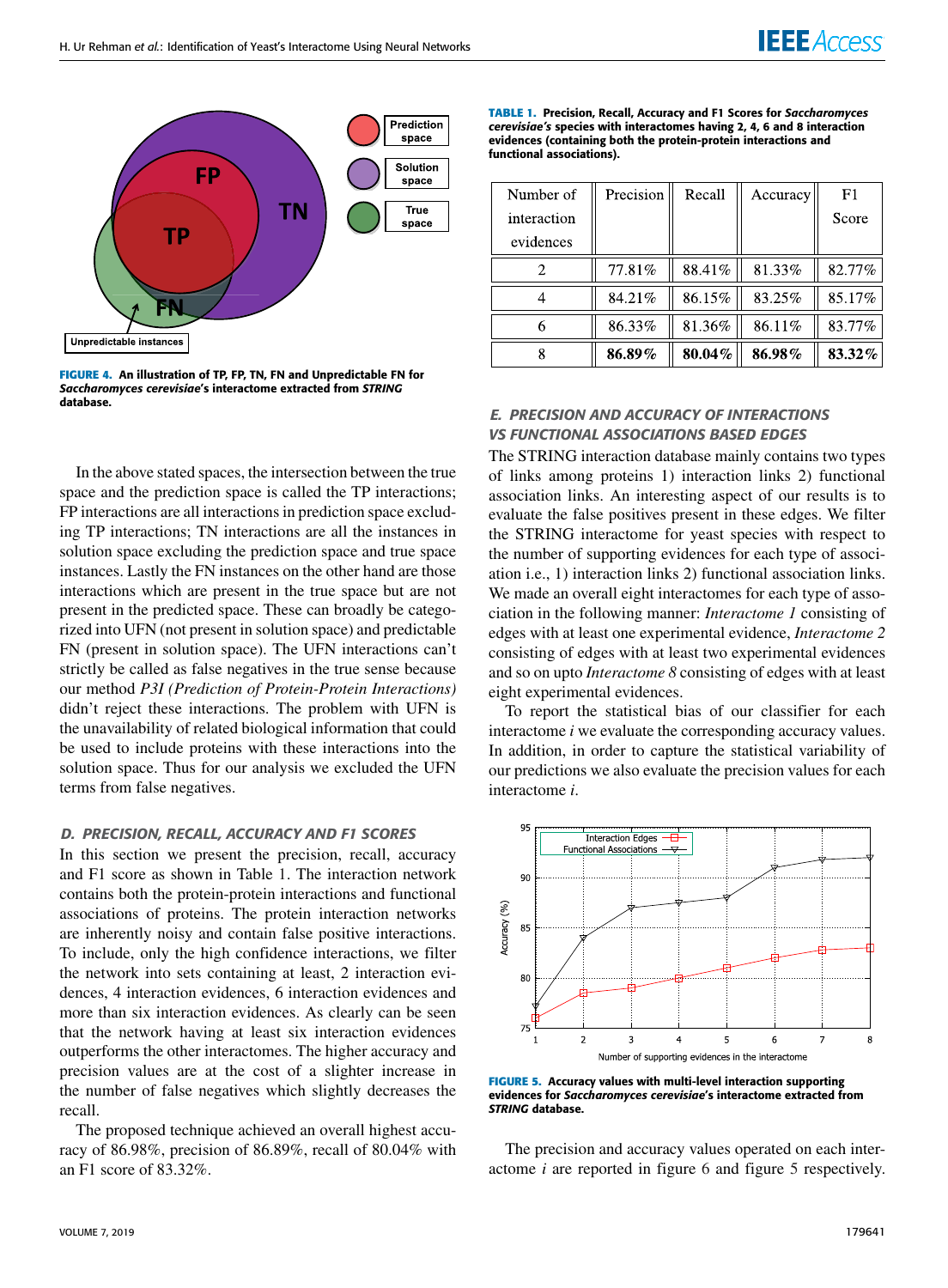FIGURE 4. An illustration of TP, FP, TN, FN and Unpredictable FN for *Saccharomyces cerevisiae*'s interactome extracted from *STRING* database.

In the above stated spaces, the intersection between the true space and the prediction space is called the TP interactions; FP interactions are all interactions in prediction space excluding TP interactions; TN interactions are all the instances in solution space excluding the prediction space and true space instances. Lastly the FN instances on the other hand are those interactions which are present in the true space but are not present in the predicted space. These can broadly be categorized into UFN (not present in solution space) and predictable FN (present in solution space). The UFN interactions can't strictly be called as false negatives in the true sense because our method *P3I (Prediction of Protein-Protein Interactions)* didn't reject these interactions. The problem with UFN is the unavailability of related biological information that could be used to include proteins with these interactions into the solution space. Thus for our analysis we excluded the UFN terms from false negatives.

### D. PRECISION, RECALL, ACCURACY AND F1 SCORES

In this section we present the precision, recall, accuracy and F1 score as shown in Table 1. The interaction network contains both the protein-protein interactions and functional associations of proteins. The protein interaction networks are inherently noisy and contain false positive interactions. To include, only the high confidence interactions, we filter the network into sets containing at least, 2 interaction evidences, 4 interaction evidences, 6 interaction evidences and more than six interaction evidences. As clearly can be seen that the network having at least six interaction evidences outperforms the other interactomes. The higher accuracy and precision values are at the cost of a slighter increase in the number of false negatives which slightly decreases the recall.

The proposed technique achieved an overall highest accuracy of 86.98%, precision of 86.89%, recall of 80.04% with an F1 score of 83.32%.

TABLE 1. Precision, Recall, Accuracy and F1 Scores for *Saccharomyces cerevisiae's* species with interactomes having 2, 4, 6 and 8 interaction evidences (containing both the protein-protein interactions and functional associations).

| Number of interaction evidences | Precision | Recall | Accuracy | F1 Score |
|---|---|---|---|---|
| 2 | 77.81% | 88.41% | 81.33% | 82.77% |
| 4 | 84.21% | 86.15% | 83.25% | 85.17% |
| 6 | 86.33% | 81.36% | 86.11% | 83.77% |
| 8 | **86.89%** | **80.04%** | **86.98%** | **83.32%** |

### E. PRECISION AND ACCURACY OF INTERACTIONS VS FUNCTIONAL ASSOCIATIONS BASED EDGES

The STRING interaction database mainly contains two types of links among proteins 1) interaction links 2) functional association links. An interesting aspect of our results is to evaluate the false positives present in these edges. We filter the STRING interactome for yeast species with respect to the number of supporting evidences for each type of association i.e., 1) interaction links 2) functional association links. We made an overall eight interactomes for each type of association in the following manner: *Interactome 1* consisting of edges with at least one experimental evidence, *Interactome 2* consisting of edges with at least two experimental evidences and so on upto *Interactome 8* consisting of edges with at least eight experimental evidences.

To report the statistical bias of our classifier for each interactome $i$ we evaluate the corresponding accuracy values. In addition, in order to capture the statistical variability of our predictions we also evaluate the precision values for each interactome $i$.

FIGURE 5. Accuracy values with multi-level interaction supporting evidences for *Saccharomyces cerevisiae*'s interactome extracted from *STRING* database.

The precision and accuracy values operated on each interactome $i$ are reported in figure 6 and figure 5 respectively.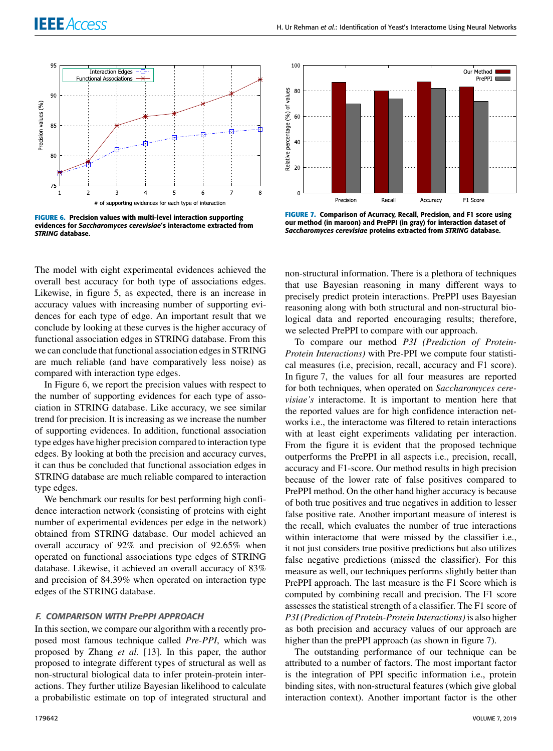FIGURE 6. Precision values with multi-level interaction supporting evidences for *Saccharomyces cerevisiae*'s interactome extracted from *STRING* database.

FIGURE 7. Comparison of Acurracy, Recall, Precision, and F1 score using our method (in maroon) and PrePPI (in gray) for interaction dataset of *Saccharomyces cerevisiae* proteins extracted from *STRING* database.

The model with eight experimental evidences achieved the overall best accuracy for both type of associations edges. Likewise, in figure 5, as expected, there is an increase in accuracy values with increasing number of supporting evidences for each type of edge. An important result that we conclude by looking at these curves is the higher accuracy of functional association edges in STRING database. From this we can conclude that functional association edges in STRING are much reliable (and have comparatively less noise) as compared with interaction type edges.

In Figure 6, we report the precision values with respect to the number of supporting evidences for each type of association in STRING database. Like accuracy, we see similar trend for precision. It is increasing as we increase the number of supporting evidences. In addition, functional association type edges have higher precision compared to interaction type edges. By looking at both the precision and accuracy curves, it can thus be concluded that functional association edges in STRING database are much reliable compared to interaction type edges.

We benchmark our results for best performing high confidence interaction network (consisting of proteins with eight number of experimental evidences per edge in the network) obtained from STRING database. Our model achieved an overall accuracy of 92% and precision of 92.65% when operated on functional associations type edges of STRING database. Likewise, it achieved an overall accuracy of 83% and precision of 84.39% when operated on interaction type edges of the STRING database.

### *F. COMPARISON WITH PrePPI APPROACH*

In this section, we compare our algorithm with a recently proposed most famous technique called *Pre-PPI*, which was proposed by Zhang *et al.* [13]. In this paper, the author proposed to integrate different types of structural as well as non-structural biological data to infer protein-protein interactions. They further utilize Bayesian likelihood to calculate a probabilistic estimate on top of integrated structural and non-structural information. There is a plethora of techniques that use Bayesian reasoning in many different ways to precisely predict protein interactions. PrePPI uses Bayesian reasoning along with both structural and non-structural biological data and reported encouraging results; therefore, we selected PrePPI to compare with our approach.

To compare our method *P3I (Prediction of Protein-Protein Interactions)* with Pre-PPI we compute four statistical measures (i.e, precision, recall, accuracy and F1 score). In figure 7, the values for all four measures are reported for both techniques, when operated on *Saccharomyces cerevisiae's* interactome. It is important to mention here that the reported values are for high confidence interaction networks i.e., the interactome was filtered to retain interactions with at least eight experiments validating per interaction. From the figure it is evident that the proposed technique outperforms the PrePPI in all aspects i.e., precision, recall, accuracy and F1-score. Our method results in high precision because of the lower rate of false positives compared to PrePPI method. On the other hand higher accuracy is because of both true positives and true negatives in addition to lesser false positive rate. Another important measure of interest is the recall, which evaluates the number of true interactions within interactome that were missed by the classifier i.e., it not just considers true positive predictions but also utilizes false negative predictions (missed the classifier). For this measure as well, our techniques performs slightly better than PrePPI approach. The last measure is the F1 Score which is computed by combining recall and precision. The F1 score assesses the statistical strength of a classifier. The F1 score of *P3I (Prediction of Protein-Protein Interactions)* is also higher as both precision and accuracy values of our approach are higher than the prePPI approach (as shown in figure 7).

The outstanding performance of our technique can be attributed to a number of factors. The most important factor is the integration of PPI specific information i.e., protein binding sites, with non-structural features (which give global interaction context). Another important factor is the other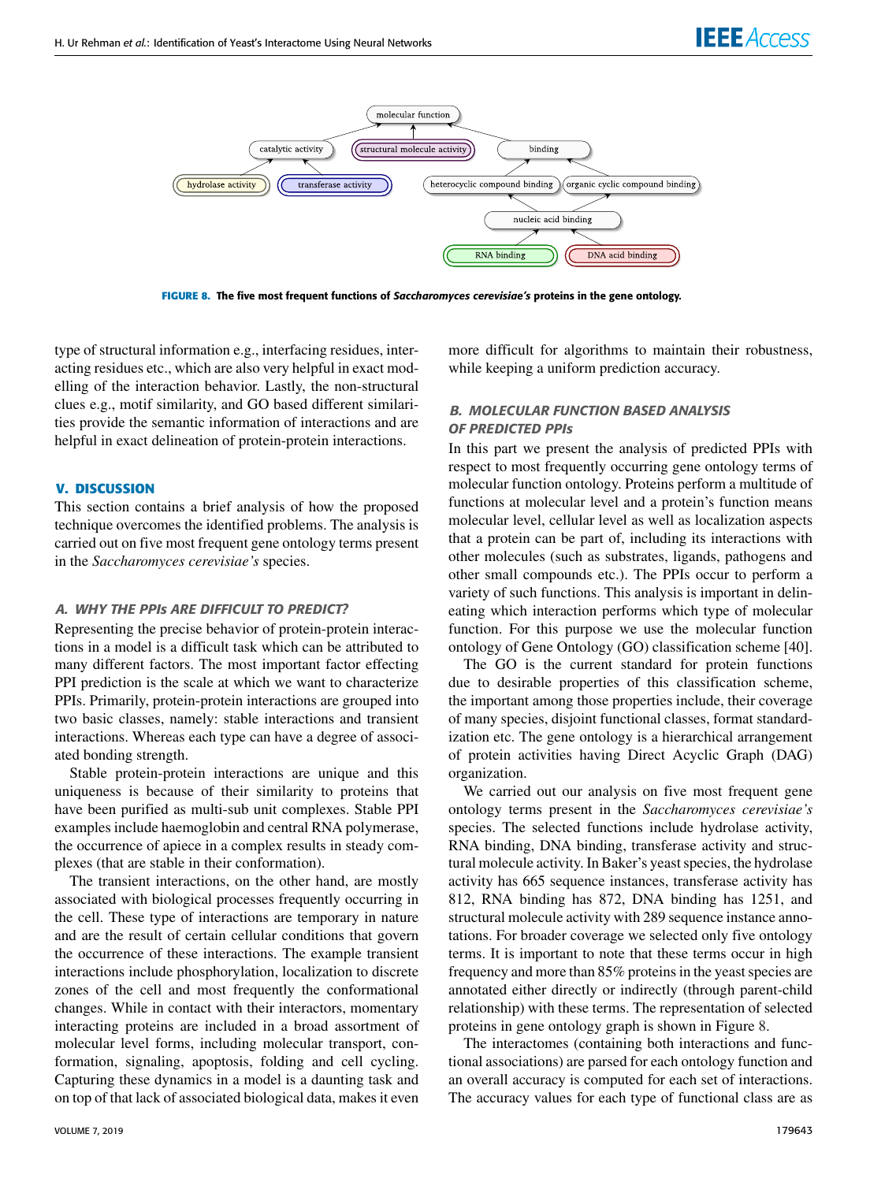FIGURE 8. The five most frequent functions of *Saccharomyces cerevisiae's* proteins in the gene ontology.

type of structural information e.g., interfacing residues, interacting residues etc., which are also very helpful in exact modelling of the interaction behavior. Lastly, the non-structural clues e.g., motif similarity, and GO based different similarities provide the semantic information of interactions and are helpful in exact delineation of protein-protein interactions.

## V. DISCUSSION

This section contains a brief analysis of how the proposed technique overcomes the identified problems. The analysis is carried out on five most frequent gene ontology terms present in the *Saccharomyces cerevisiae's* species.

### A. WHY THE PPIs ARE DIFFICULT TO PREDICT?

Representing the precise behavior of protein-protein interactions in a model is a difficult task which can be attributed to many different factors. The most important factor effecting PPI prediction is the scale at which we want to characterize PPIs. Primarily, protein-protein interactions are grouped into two basic classes, namely: stable interactions and transient interactions. Whereas each type can have a degree of associated bonding strength.

Stable protein-protein interactions are unique and this uniqueness is because of their similarity to proteins that have been purified as multi-sub unit complexes. Stable PPI examples include haemoglobin and central RNA polymerase, the occurrence of apiece in a complex results in steady complexes (that are stable in their conformation).

The transient interactions, on the other hand, are mostly associated with biological processes frequently occurring in the cell. These type of interactions are temporary in nature and are the result of certain cellular conditions that govern the occurrence of these interactions. The example transient interactions include phosphorylation, localization to discrete zones of the cell and most frequently the conformational changes. While in contact with their interactors, momentary interacting proteins are included in a broad assortment of molecular level forms, including molecular transport, conformation, signaling, apoptosis, folding and cell cycling. Capturing these dynamics in a model is a daunting task and on top of that lack of associated biological data, makes it even more difficult for algorithms to maintain their robustness, while keeping a uniform prediction accuracy.

### B. MOLECULAR FUNCTION BASED ANALYSIS OF PREDICTED PPIs

In this part we present the analysis of predicted PPIs with respect to most frequently occurring gene ontology terms of molecular function ontology. Proteins perform a multitude of functions at molecular level and a protein's function means molecular level, cellular level as well as localization aspects that a protein can be part of, including its interactions with other molecules (such as substrates, ligands, pathogens and other small compounds etc.). The PPIs occur to perform a variety of such functions. This analysis is important in delineating which interaction performs which type of molecular function. For this purpose we use the molecular function ontology of Gene Ontology (GO) classification scheme [40].

The GO is the current standard for protein functions due to desirable properties of this classification scheme, the important among those properties include, their coverage of many species, disjoint functional classes, format standardization etc. The gene ontology is a hierarchical arrangement of protein activities having Direct Acyclic Graph (DAG) organization.

We carried out our analysis on five most frequent gene ontology terms present in the *Saccharomyces cerevisiae's* species. The selected functions include hydrolase activity, RNA binding, DNA binding, transferase activity and structural molecule activity. In Baker's yeast species, the hydrolase activity has 665 sequence instances, transferase activity has 812, RNA binding has 872, DNA binding has 1251, and structural molecule activity with 289 sequence instance annotations. For broader coverage we selected only five ontology terms. It is important to note that these terms occur in high frequency and more than 85% proteins in the yeast species are annotated either directly or indirectly (through parent-child relationship) with these terms. The representation of selected proteins in gene ontology graph is shown in Figure 8.

The interactomes (containing both interactions and functional associations) are parsed for each ontology function and an overall accuracy is computed for each set of interactions. The accuracy values for each type of functional class are as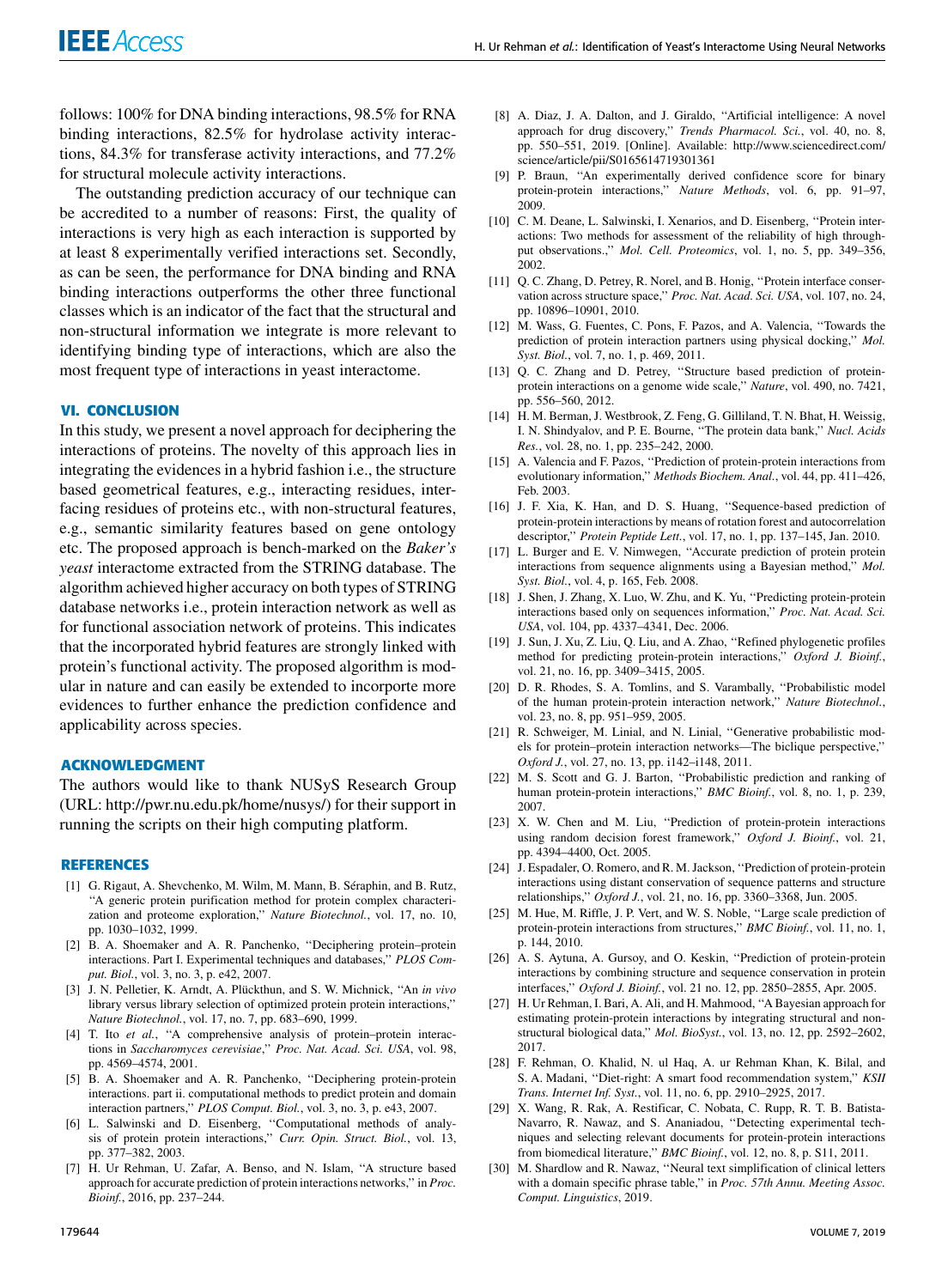follows: 100% for DNA binding interactions, 98.5% for RNA binding interactions, 82.5% for hydrolase activity interactions, 84.3% for transferase activity interactions, and 77.2% for structural molecule activity interactions.

The outstanding prediction accuracy of our technique can be accredited to a number of reasons: First, the quality of interactions is very high as each interaction is supported by at least 8 experimentally verified interactions set. Secondly, as can be seen, the performance for DNA binding and RNA binding interactions outperforms the other three functional classes which is an indicator of the fact that the structural and non-structural information we integrate is more relevant to identifying binding type of interactions, which are also the most frequent type of interactions in yeast interactome.

## VI. CONCLUSION

In this study, we present a novel approach for deciphering the interactions of proteins. The novelty of this approach lies in integrating the evidences in a hybrid fashion i.e., the structure based geometrical features, e.g., interacting residues, interfacing residues of proteins etc., with non-structural features, e.g., semantic similarity features based on gene ontology etc. The proposed approach is bench-marked on the *Baker's yeast* interactome extracted from the STRING database. The algorithm achieved higher accuracy on both types of STRING database networks i.e., protein interaction network as well as for functional association network of proteins. This indicates that the incorporated hybrid features are strongly linked with protein's functional activity. The proposed algorithm is modular in nature and can easily be extended to incorporte more evidences to further enhance the prediction confidence and applicability across species.

## ACKNOWLEDGMENT

The authors would like to thank NUSyS Research Group (URL: http://pwr.nu.edu.pk/home/nusys/) for their support in running the scripts on their high computing platform.

## REFERENCES

[1] G. Rigaut, A. Shevchenko, M. Wilm, M. Mann, B. Séraphin, and B. Rutz, "A generic protein purification method for protein complex characterization and proteome exploration," *Nature Biotechnol.*, vol. 17, no. 10, pp. 1030–1032, 1999.

[2] B. A. Shoemaker and A. R. Panchenko, "Deciphering protein–protein interactions. Part I. Experimental techniques and databases," *PLOS Comput. Biol.*, vol. 3, no. 3, p. e42, 2007.

[3] J. N. Pelletier, K. Arndt, A. Plückthun, and S. W. Michnick, "An *in vivo* library versus library selection of optimized protein protein interactions," *Nature Biotechnol.*, vol. 17, no. 7, pp. 683–690, 1999.

[4] T. Ito *et al.*, "A comprehensive analysis of protein–protein interactions in *Saccharomyces cerevisiae*," *Proc. Nat. Acad. Sci. USA*, vol. 98, pp. 4569–4574, 2001.

[5] B. A. Shoemaker and A. R. Panchenko, "Deciphering protein-protein interactions. part ii. computational methods to predict protein and domain interaction partners," *PLOS Comput. Biol.*, vol. 3, no. 3, p. e43, 2007.

[6] L. Salwinski and D. Eisenberg, "Computational methods of analysis of protein protein interactions," *Curr. Opin. Struct. Biol.*, vol. 13, pp. 377–382, 2003.

[7] H. Ur Rehman, U. Zafar, A. Benso, and N. Islam, "A structure based approach for accurate prediction of protein interactions networks," in *Proc. Bioinf.*, 2016, pp. 237–244.

[8] A. Diaz, J. A. Dalton, and J. Giraldo, "Artificial intelligence: A novel approach for drug discovery," *Trends Pharmacol. Sci.*, vol. 40, no. 8, pp. 550–551, 2019. [Online]. Available: http://www.sciencedirect.com/science/article/pii/S0165614719301361

[9] P. Braun, "An experimentally derived confidence score for binary protein-protein interactions," *Nature Methods*, vol. 6, pp. 91–97, 2009.

[10] C. M. Deane, L. Salwinski, I. Xenarios, and D. Eisenberg, "Protein interactions: Two methods for assessment of the reliability of high throughput observations.," *Mol. Cell. Proteomics*, vol. 1, no. 5, pp. 349–356, 2002.

[11] Q. C. Zhang, D. Petrey, R. Norel, and B. Honig, "Protein interface conservation across structure space," *Proc. Nat. Acad. Sci. USA*, vol. 107, no. 24, pp. 10896–10901, 2010.

[12] M. Wass, G. Fuentes, C. Pons, F. Pazos, and A. Valencia, "Towards the prediction of protein interaction partners using physical docking," *Mol. Syst. Biol.*, vol. 7, no. 1, p. 469, 2011.

[13] Q. C. Zhang and D. Petrey, "Structure based prediction of protein-protein interactions on a genome wide scale," *Nature*, vol. 490, no. 7421, pp. 556–560, 2012.

[14] H. M. Berman, J. Westbrook, Z. Feng, G. Gilliland, T. N. Bhat, H. Weissig, I. N. Shindyalov, and P. E. Bourne, "The protein data bank," *Nucl. Acids Res.*, vol. 28, no. 1, pp. 235–242, 2000.

[15] A. Valencia and F. Pazos, "Prediction of protein-protein interactions from evolutionary information," *Methods Biochem. Anal.*, vol. 44, pp. 411–426, Feb. 2003.

[16] J. F. Xia, K. Han, and D. S. Huang, "Sequence-based prediction of protein-protein interactions by means of rotation forest and autocorrelation descriptor," *Protein Peptide Lett.*, vol. 17, no. 1, pp. 137–145, Jan. 2010.

[17] L. Burger and E. V. Nimwegen, "Accurate prediction of protein protein interactions from sequence alignments using a Bayesian method," *Mol. Syst. Biol.*, vol. 4, p. 165, Feb. 2008.

[18] J. Shen, J. Zhang, X. Luo, W. Zhu, and K. Yu, "Predicting protein-protein interactions based only on sequences information," *Proc. Nat. Acad. Sci. USA*, vol. 104, pp. 4337–4341, Dec. 2006.

[19] J. Sun, J. Xu, Z. Liu, Q. Liu, and A. Zhao, "Refined phylogenetic profiles method for predicting protein-protein interactions," *Oxford J. Bioinf.*, vol. 21, no. 16, pp. 3409–3415, 2005.

[20] D. R. Rhodes, S. A. Tomlins, and S. Varambally, "Probabilistic model of the human protein-protein interaction network," *Nature Biotechnol.*, vol. 23, no. 8, pp. 951–959, 2005.

[21] R. Schweiger, M. Linial, and N. Linial, "Generative probabilistic models for protein–protein interaction networks—The biclique perspective," *Oxford J.*, vol. 27, no. 13, pp. i142–i148, 2011.

[22] M. S. Scott and G. J. Barton, "Probabilistic prediction and ranking of human protein-protein interactions," *BMC Bioinf.*, vol. 8, no. 1, p. 239, 2007.

[23] X. W. Chen and M. Liu, "Prediction of protein-protein interactions using random decision forest framework," *Oxford J. Bioinf.*, vol. 21, pp. 4394–4400, Oct. 2005.

[24] J. Espadaler, O. Romero, and R. M. Jackson, "Prediction of protein-protein interactions using distant conservation of sequence patterns and structure relationships," *Oxford J.*, vol. 21, no. 16, pp. 3360–3368, Jun. 2005.

[25] M. Hue, M. Riffle, J. P. Vert, and W. S. Noble, "Large scale prediction of protein-protein interactions from structures," *BMC Bioinf.*, vol. 11, no. 1, p. 144, 2010.

[26] A. S. Aytuna, A. Gursoy, and O. Keskin, "Prediction of protein-protein interactions by combining structure and sequence conservation in protein interfaces," *Oxford J. Bioinf.*, vol. 21 no. 12, pp. 2850–2855, Apr. 2005.

[27] H. Ur Rehman, I. Bari, A. Ali, and H. Mahmood, "A Bayesian approach for estimating protein-protein interactions by integrating structural and non-structural biological data," *Mol. BioSyst.*, vol. 13, no. 12, pp. 2592–2602, 2017.

[28] F. Rehman, O. Khalid, N. ul Haq, A. ur Rehman Khan, K. Bilal, and S. A. Madani, "Diet-right: A smart food recommendation system," *KSII Trans. Internet Inf. Syst.*, vol. 11, no. 6, pp. 2910–2925, 2017.

[29] X. Wang, R. Rak, A. Restificar, C. Nobata, C. Rupp, R. T. B. Batista-Navarro, R. Nawaz, and S. Ananiadou, "Detecting experimental techniques and selecting relevant documents for protein-protein interactions from biomedical literature," *BMC Bioinf.*, vol. 12, no. 8, p. S11, 2011.

[30] M. Shardlow and R. Nawaz, "Neural text simplification of clinical letters with a domain specific phrase table," in *Proc. 57th Annu. Meeting Assoc. Comput. Linguistics*, 2019.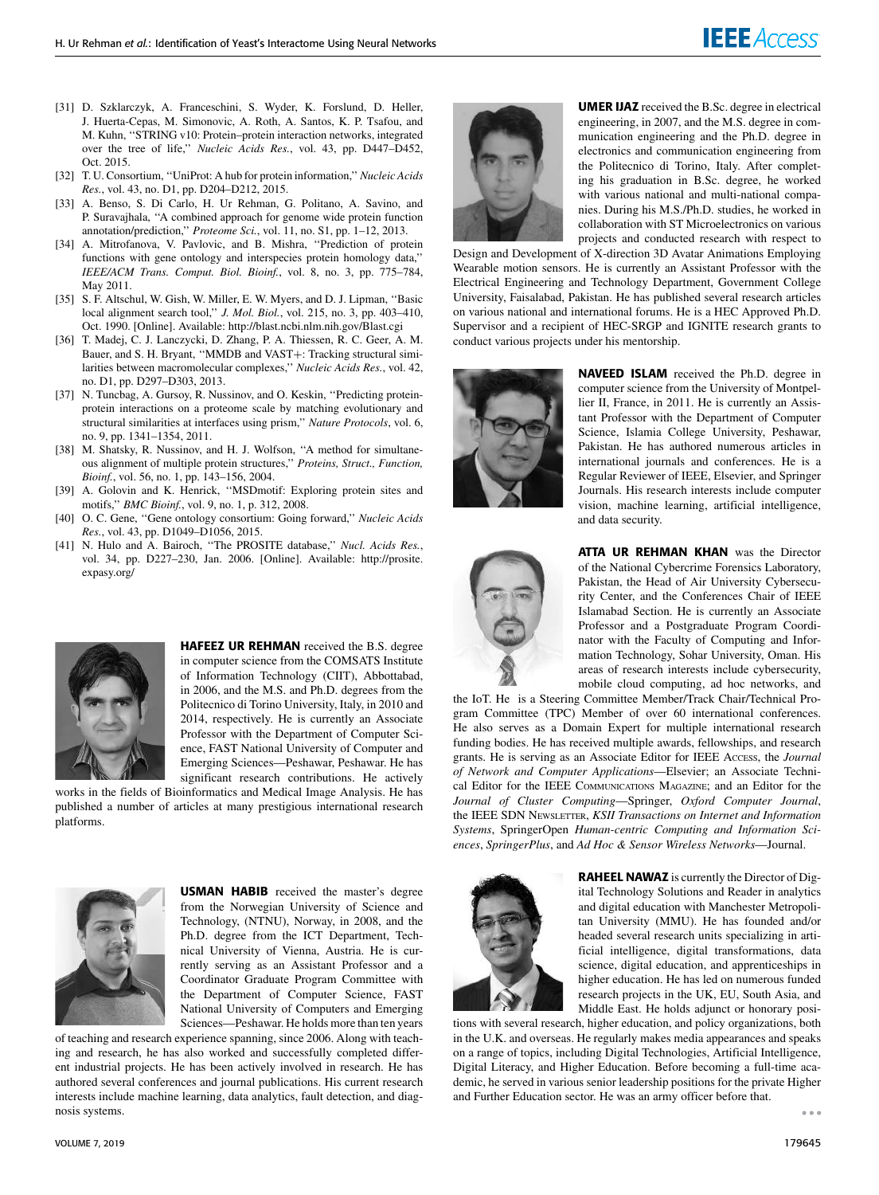[31] D. Szklarczyk, A. Franceschini, S. Wyder, K. Forslund, D. Heller, J. Huerta-Cepas, M. Simonovic, A. Roth, A. Santos, K. P. Tsafou, and M. Kuhn, "STRING v10: Protein–protein interaction networks, integrated over the tree of life," *Nucleic Acids Res.*, vol. 43, pp. D447–D452, Oct. 2015.

[32] T. U. Consortium, "UniProt: A hub for protein information," *Nucleic Acids Res.*, vol. 43, no. D1, pp. D204–D212, 2015.

[33] A. Benso, S. Di Carlo, H. Ur Rehman, G. Politano, A. Savino, and P. Suravajhala, "A combined approach for genome wide protein function annotation/prediction," *Proteome Sci.*, vol. 11, no. S1, pp. 1–12, 2013.

[34] A. Mitrofanova, V. Pavlovic, and B. Mishra, "Prediction of protein functions with gene ontology and interspecies protein homology data," *IEEE/ACM Trans. Comput. Biol. Bioinf.*, vol. 8, no. 3, pp. 775–784, May 2011.

[35] S. F. Altschul, W. Gish, W. Miller, E. W. Myers, and D. J. Lipman, "Basic local alignment search tool," *J. Mol. Biol.*, vol. 215, no. 3, pp. 403–410, Oct. 1990. [Online]. Available: http://blast.ncbi.nlm.nih.gov/Blast.cgi

[36] T. Madej, C. J. Lanczycki, D. Zhang, P. A. Thiessen, R. C. Geer, A. M. Bauer, and S. H. Bryant, "MMDB and VAST+: Tracking structural similarities between macromolecular complexes," *Nucleic Acids Res.*, vol. 42, no. D1, pp. D297–D303, 2013.

[37] N. Tuncbag, A. Gursoy, R. Nussinov, and O. Keskin, "Predicting protein-protein interactions on a proteome scale by matching evolutionary and structural similarities at interfaces using prism," *Nature Protocols*, vol. 6, no. 9, pp. 1341–1354, 2011.

[38] M. Shatsky, R. Nussinov, and H. J. Wolfson, "A method for simultaneous alignment of multiple protein structures," *Proteins, Struct., Function, Bioinf.*, vol. 56, no. 1, pp. 143–156, 2004.

[39] A. Golovin and K. Henrick, "MSDmotif: Exploring protein sites and motifs," *BMC Bioinf.*, vol. 9, no. 1, p. 312, 2008.

[40] O. C. Gene, "Gene ontology consortium: Going forward," *Nucleic Acids Res.*, vol. 43, pp. D1049–D1056, 2015.

[41] N. Hulo and A. Bairoch, "The PROSITE database," *Nucl. Acids Res.*, vol. 34, pp. D227–230, Jan. 2006. [Online]. Available: http://prosite.expasy.org/

**HAFEEZ UR REHMAN** received the B.S. degree in computer science from the COMSATS Institute of Information Technology (CIIT), Abbottabad, in 2006, and the M.S. and Ph.D. degrees from the Politecnico di Torino University, Italy, in 2010 and 2014, respectively. He is currently an Associate Professor with the Department of Computer Science, FAST National University of Computer and Emerging Sciences—Peshawar, Peshawar. He has significant research contributions. He actively works in the fields of Bioinformatics and Medical Image Analysis. He has published a number of articles at many prestigious international research platforms.

**USMAN HABIB** received the master's degree from the Norwegian University of Science and Technology, (NTNU), Norway, in 2008, and the Ph.D. degree from the ICT Department, Technical University of Vienna, Austria. He is currently serving as an Assistant Professor and a Coordinator Graduate Program Committee with the Department of Computer Science, FAST National University of Computers and Emerging Sciences—Peshawar. He holds more than ten years of teaching and research experience spanning, since 2006. Along with teaching and research, he has also worked and successfully completed different industrial projects. He has been actively involved in research. He has authored several conferences and journal publications. His current research interests include machine learning, data analytics, fault detection, and diagnosis systems.

**UMER IJAZ** received the B.Sc. degree in electrical engineering, in 2007, and the M.S. degree in communication engineering and the Ph.D. degree in electronics and communication engineering from the Politecnico di Torino, Italy. After completing his graduation in B.Sc. degree, he worked with various national and multi-national companies. During his M.S./Ph.D. studies, he worked in collaboration with ST Microelectronics on various projects and conducted research with respect to Design and Development of X-direction 3D Avatar Animations Employing Wearable motion sensors. He is currently an Assistant Professor with the Electrical Engineering and Technology Department, Government College University, Faisalabad, Pakistan. He has published several research articles on various national and international forums. He is a HEC Approved Ph.D. Supervisor and a recipient of HEC-SRGP and IGNITE research grants to conduct various projects under his mentorship.

**NAVEED ISLAM** received the Ph.D. degree in computer science from the University of Montpellier II, France, in 2011. He is currently an Assistant Professor with the Department of Computer Science, Islamia College University, Peshawar, Pakistan. He has authored numerous articles in international journals and conferences. He is a Regular Reviewer of IEEE, Elsevier, and Springer Journals. His research interests include computer vision, machine learning, artificial intelligence, and data security.

**ATTA UR REHMAN KHAN** was the Director of the National Cybercrime Forensics Laboratory, Pakistan, the Head of Air University Cybersecurity Center, and the Conferences Chair of IEEE Islamabad Section. He is currently an Associate Professor and a Postgraduate Program Coordinator with the Faculty of Computing and Information Technology, Sohar University, Oman. His areas of research interests include cybersecurity, mobile cloud computing, ad hoc networks, and the IoT. He is a Steering Committee Member/Track Chair/Technical Program Committee (TPC) Member of over 60 international conferences. He also serves as a Domain Expert for multiple international research funding bodies. He has received multiple awards, fellowships, and research grants. He is serving as an Associate Editor for IEEE ACCESS, the *Journal of Network and Computer Applications*—Elsevier; an Associate Technical Editor for the IEEE COMMUNICATIONS MAGAZINE; and an Editor for the *Journal of Cluster Computing*—Springer, *Oxford Computer Journal*, the IEEE SDN NEWSLETTER, *KSII Transactions on Internet and Information Systems*, SpringerOpen *Human-centric Computing and Information Sciences*, *SpringerPlus*, and *Ad Hoc & Sensor Wireless Networks*—Journal.

**RAHEEL NAWAZ** is currently the Director of Digital Technology Solutions and Reader in analytics and digital education with Manchester Metropolitan University (MMU). He has founded and/or headed several research units specializing in artificial intelligence, digital transformations, data science, digital education, and apprenticeships in higher education. He has led on numerous funded research projects in the UK, EU, South Asia, and Middle East. He holds adjunct or honorary positions with several research, higher education, and policy organizations, both in the U.K. and overseas. He regularly makes media appearances and speaks on a range of topics, including Digital Technologies, Artificial Intelligence, Digital Literacy, and Higher Education. Before becoming a full-time academic, he served in various senior leadership positions for the private Higher and Further Education sector. He was an army officer before that.